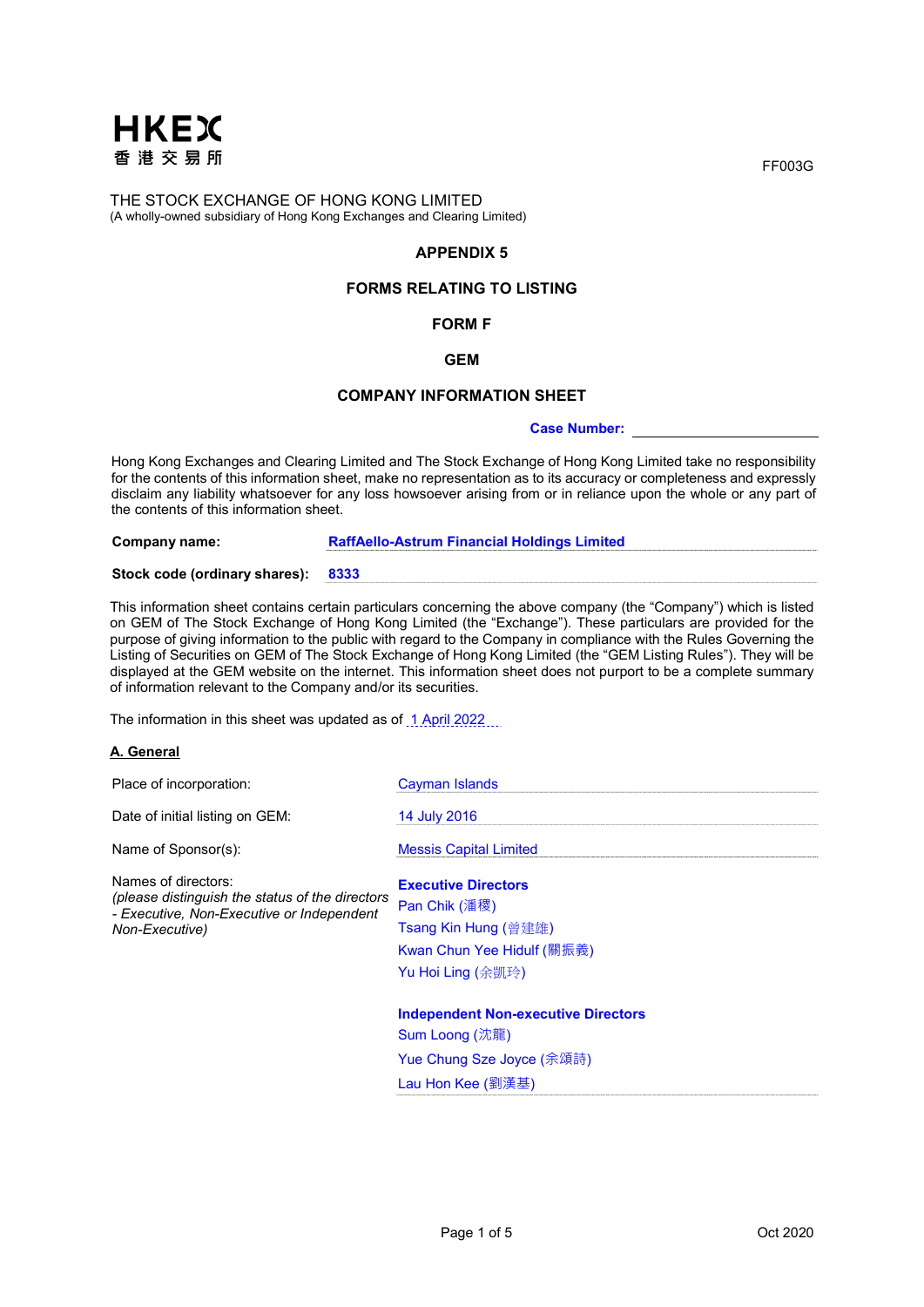HKEX
香 港 交 易 所

FF003G

THE STOCK EXCHANGE OF HONG KONG LIMITED
(A wholly-owned subsidiary of Hong Kong Exchanges and Clearing Limited)

**APPENDIX 5**

**FORMS RELATING TO LISTING**

**FORM F**

**GEM**

**COMPANY INFORMATION SHEET**

**Case Number:** ____________________

Hong Kong Exchanges and Clearing Limited and The Stock Exchange of Hong Kong Limited take no responsibility for the contents of this information sheet, make no representation as to its accuracy or completeness and expressly disclaim any liability whatsoever for any loss howsoever arising from or in reliance upon the whole or any part of the contents of this information sheet.

**Company name:** **RaffAello-Astrum Financial Holdings Limited**

**Stock code (ordinary shares):** **8333**

This information sheet contains certain particulars concerning the above company (the "Company") which is listed on GEM of The Stock Exchange of Hong Kong Limited (the "Exchange"). These particulars are provided for the purpose of giving information to the public with regard to the Company in compliance with the Rules Governing the Listing of Securities on GEM of The Stock Exchange of Hong Kong Limited (the "GEM Listing Rules"). They will be displayed at the GEM website on the internet. This information sheet does not purport to be a complete summary of information relevant to the Company and/or its securities.

The information in this sheet was updated as of 1 April 2022

**A. General**

Place of incorporation: Cayman Islands

Date of initial listing on GEM: 14 July 2016

Name of Sponsor(s): Messis Capital Limited

Names of directors:
*(please distinguish the status of the directors - Executive, Non-Executive or Independent Non-Executive)*

**Executive Directors**
Pan Chik (潘稷)
Tsang Kin Hung (曾建雄)
Kwan Chun Yee Hidulf (關振義)
Yu Hoi Ling (余凱玲)

**Independent Non-executive Directors**
Sum Loong (沈龍)
Yue Chung Sze Joyce (余頌詩)
Lau Hon Kee (劉漢基)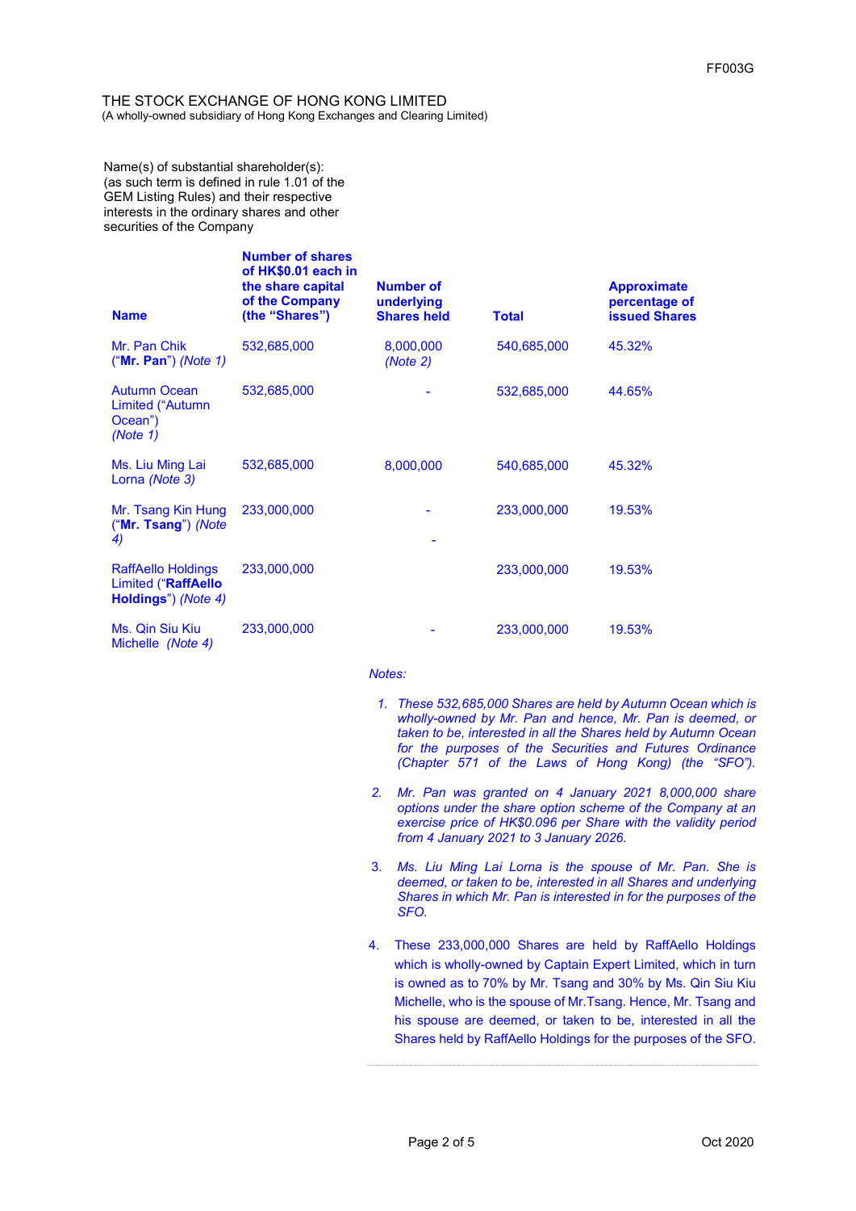FF003G

THE STOCK EXCHANGE OF HONG KONG LIMITED
(A wholly-owned subsidiary of Hong Kong Exchanges and Clearing Limited)

Name(s) of substantial shareholder(s):
(as such term is defined in rule 1.01 of the GEM Listing Rules) and their respective interests in the ordinary shares and other securities of the Company

| Name | Number of shares of HK$0.01 each in the share capital of the Company (the "Shares") | Number of underlying Shares held | Total | Approximate percentage of issued Shares |
|---|---|---|---|---|
| Mr. Pan Chik ("**Mr. Pan**") *(Note 1)* | 532,685,000 | 8,000,000 *(Note 2)* | 540,685,000 | 45.32% |
| Autumn Ocean Limited ("Autumn Ocean") *(Note 1)* | 532,685,000 | - | 532,685,000 | 44.65% |
| Ms. Liu Ming Lai Lorna *(Note 3)* | 532,685,000 | 8,000,000 | 540,685,000 | 45.32% |
| Mr. Tsang Kin Hung ("**Mr. Tsang**") *(Note 4)* | 233,000,000 | - | 233,000,000 | 19.53% |
| RaffAello Holdings Limited ("**RaffAello Holdings**") *(Note 4)* | 233,000,000 | - | 233,000,000 | 19.53% |
| Ms. Qin Siu Kiu Michelle *(Note 4)* | 233,000,000 | - | 233,000,000 | 19.53% |

*Notes:*

1. *These 532,685,000 Shares are held by Autumn Ocean which is wholly-owned by Mr. Pan and hence, Mr. Pan is deemed, or taken to be, interested in all the Shares held by Autumn Ocean for the purposes of the Securities and Futures Ordinance (Chapter 571 of the Laws of Hong Kong) (the "SFO").*

2. *Mr. Pan was granted on 4 January 2021 8,000,000 share options under the share option scheme of the Company at an exercise price of HK$0.096 per Share with the validity period from 4 January 2021 to 3 January 2026.*

3. *Ms. Liu Ming Lai Lorna is the spouse of Mr. Pan. She is deemed, or taken to be, interested in all Shares and underlying Shares in which Mr. Pan is interested in for the purposes of the SFO.*

4. These 233,000,000 Shares are held by RaffAello Holdings which is wholly-owned by Captain Expert Limited, which in turn is owned as to 70% by Mr. Tsang and 30% by Ms. Qin Siu Kiu Michelle, who is the spouse of Mr.Tsang. Hence, Mr. Tsang and his spouse are deemed, or taken to be, interested in all the Shares held by RaffAello Holdings for the purposes of the SFO.

Oct 2020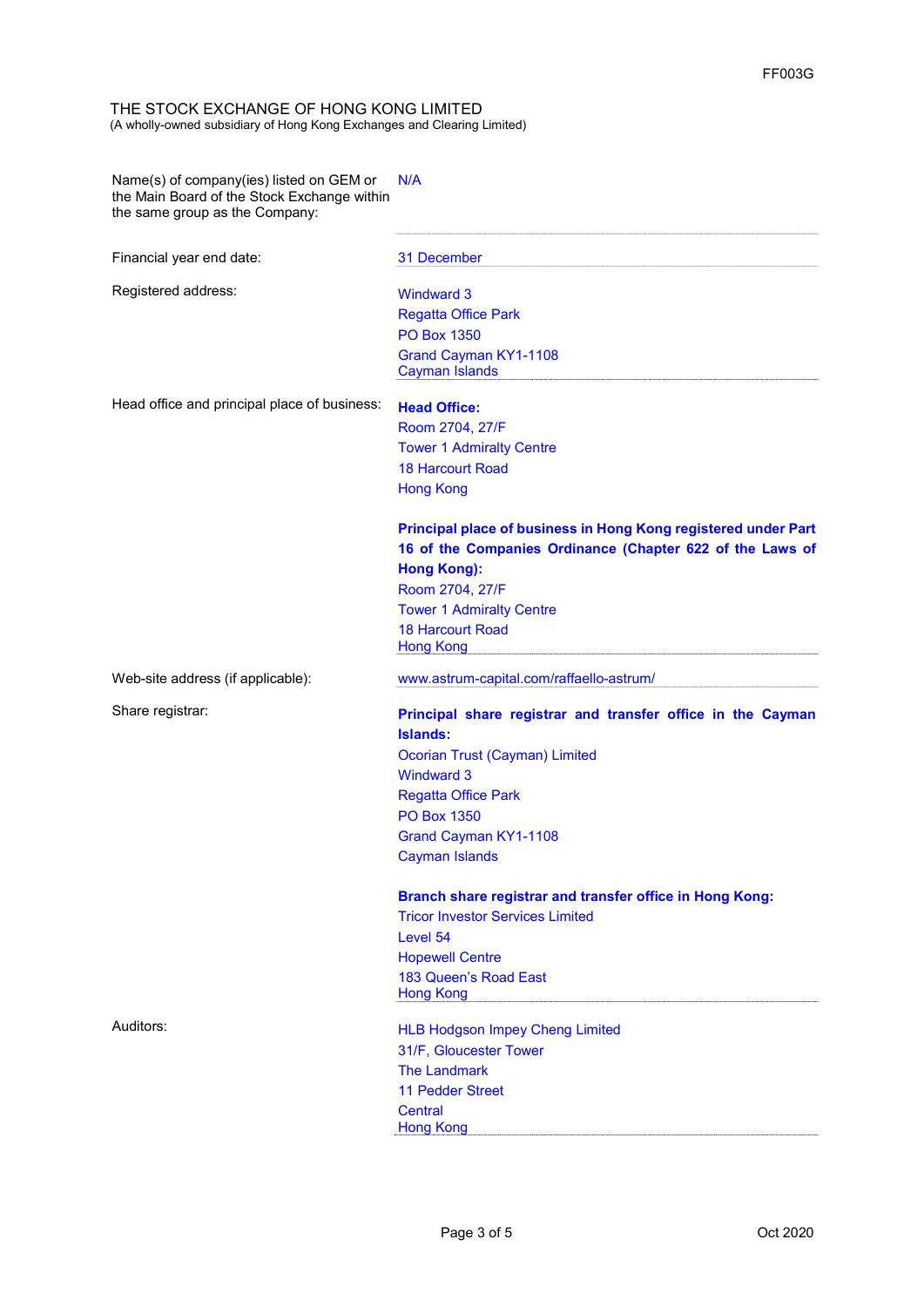FF003G

THE STOCK EXCHANGE OF HONG KONG LIMITED
(A wholly-owned subsidiary of Hong Kong Exchanges and Clearing Limited)

| | |
|---|---|
| Name(s) of company(ies) listed on GEM or the Main Board of the Stock Exchange within the same group as the Company: | N/A |
| Financial year end date: | 31 December |
| Registered address: | Windward 3<br>Regatta Office Park<br>PO Box 1350<br>Grand Cayman KY1-1108<br>Cayman Islands |
| Head office and principal place of business: | **Head Office:**<br>Room 2704, 27/F<br>Tower 1 Admiralty Centre<br>18 Harcourt Road<br>Hong Kong<br><br>**Principal place of business in Hong Kong registered under Part 16 of the Companies Ordinance (Chapter 622 of the Laws of Hong Kong):**<br>Room 2704, 27/F<br>Tower 1 Admiralty Centre<br>18 Harcourt Road<br>Hong Kong |
| Web-site address (if applicable): | www.astrum-capital.com/raffaello-astrum/ |
| Share registrar: | **Principal share registrar and transfer office in the Cayman Islands:**<br>Ocorian Trust (Cayman) Limited<br>Windward 3<br>Regatta Office Park<br>PO Box 1350<br>Grand Cayman KY1-1108<br>Cayman Islands<br><br>**Branch share registrar and transfer office in Hong Kong:**<br>Tricor Investor Services Limited<br>Level 54<br>Hopewell Centre<br>183 Queen's Road East<br>Hong Kong |
| Auditors: | HLB Hodgson Impey Cheng Limited<br>31/F, Gloucester Tower<br>The Landmark<br>11 Pedder Street<br>Central<br>Hong Kong |

Oct 2020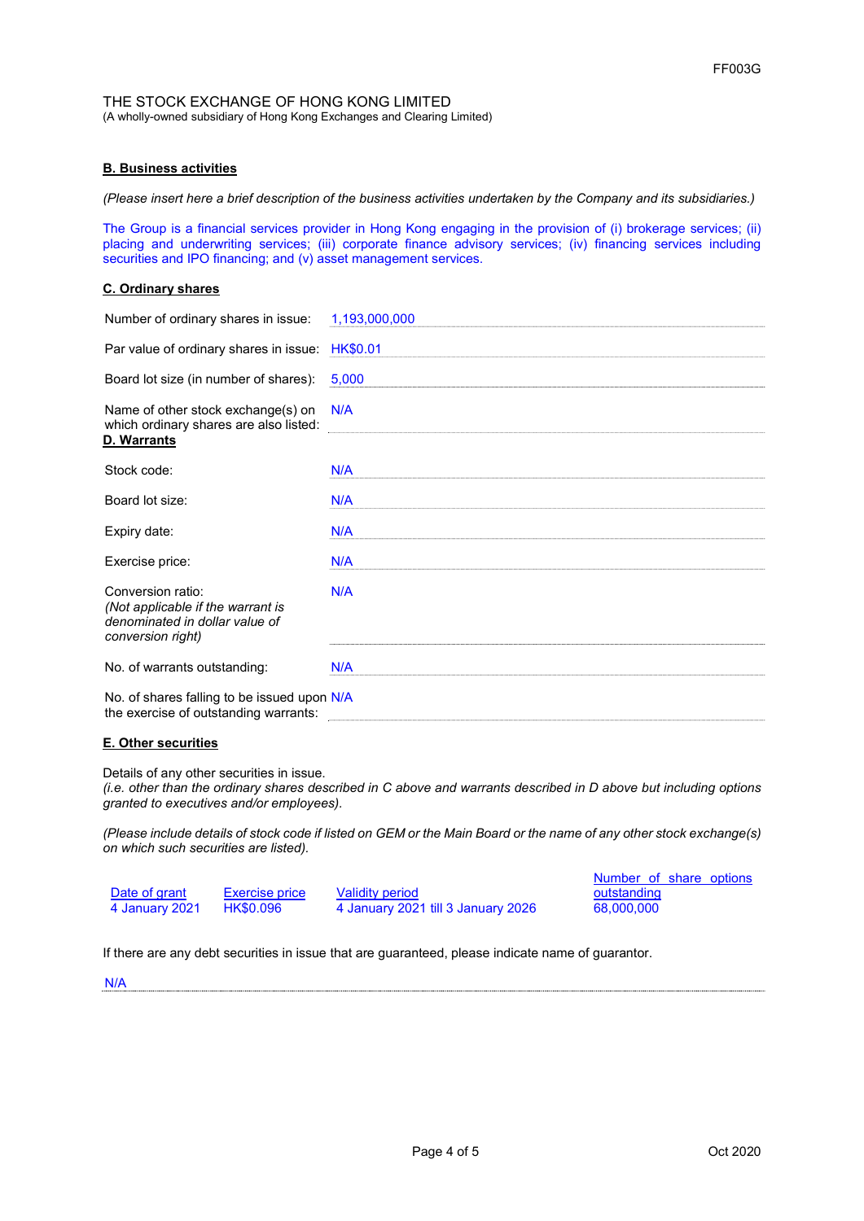THE STOCK EXCHANGE OF HONG KONG LIMITED
(A wholly-owned subsidiary of Hong Kong Exchanges and Clearing Limited)

**B. Business activities**

*(Please insert here a brief description of the business activities undertaken by the Company and its subsidiaries.)*

The Group is a financial services provider in Hong Kong engaging in the provision of (i) brokerage services; (ii) placing and underwriting services; (iii) corporate finance advisory services; (iv) financing services including securities and IPO financing; and (v) asset management services.

**C. Ordinary shares**

| | |
|---|---|
| Number of ordinary shares in issue: | 1,193,000,000 |
| Par value of ordinary shares in issue: | HK$0.01 |
| Board lot size (in number of shares): | 5,000 |
| Name of other stock exchange(s) on which ordinary shares are also listed: | N/A |

**D. Warrants**

| | |
|---|---|
| Stock code: | N/A |
| Board lot size: | N/A |
| Expiry date: | N/A |
| Exercise price: | N/A |
| Conversion ratio: *(Not applicable if the warrant is denominated in dollar value of conversion right)* | N/A |
| No. of warrants outstanding: | N/A |
| No. of shares falling to be issued upon the exercise of outstanding warrants: | N/A |

**E. Other securities**

Details of any other securities in issue.
*(i.e. other than the ordinary shares described in C above and warrants described in D above but including options granted to executives and/or employees).*

*(Please include details of stock code if listed on GEM or the Main Board or the name of any other stock exchange(s) on which such securities are listed).*

| Date of grant | Exercise price | Validity period | Number of share options outstanding |
|---|---|---|---|
| 4 January 2021 | HK$0.096 | 4 January 2021 till 3 January 2026 | 68,000,000 |

If there are any debt securities in issue that are guaranteed, please indicate name of guarantor.

N/A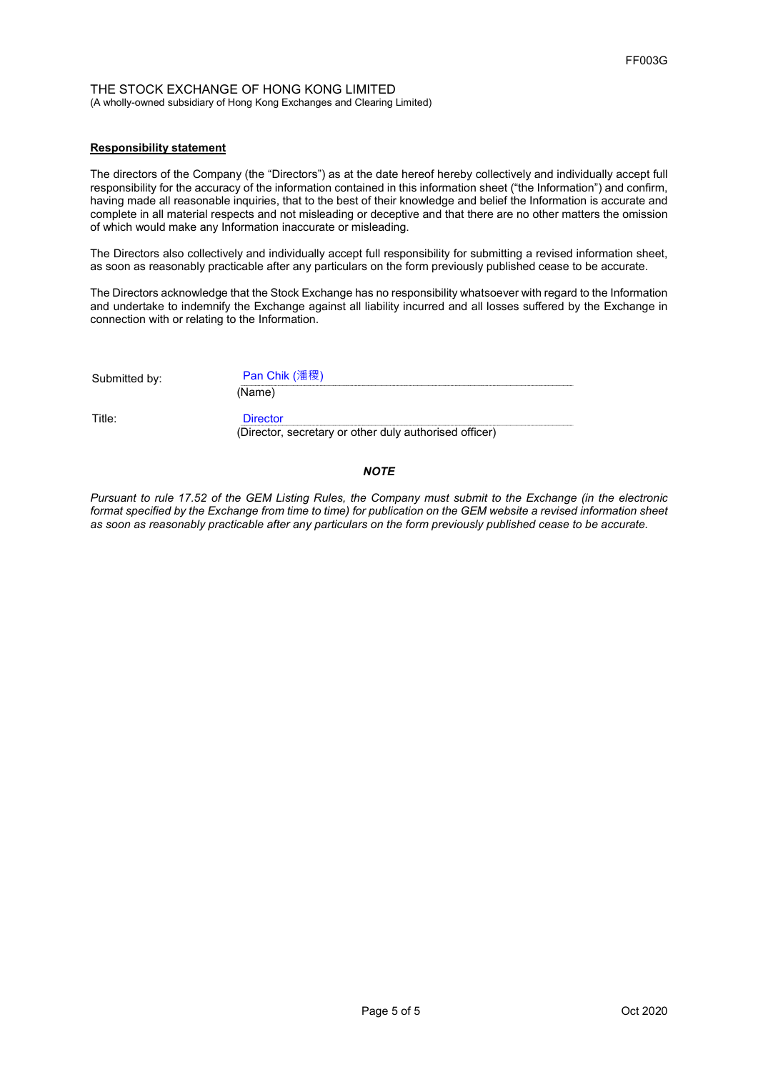THE STOCK EXCHANGE OF HONG KONG LIMITED
(A wholly-owned subsidiary of Hong Kong Exchanges and Clearing Limited)

**Responsibility statement**

The directors of the Company (the "Directors") as at the date hereof hereby collectively and individually accept full responsibility for the accuracy of the information contained in this information sheet ("the Information") and confirm, having made all reasonable inquiries, that to the best of their knowledge and belief the Information is accurate and complete in all material respects and not misleading or deceptive and that there are no other matters the omission of which would make any Information inaccurate or misleading.

The Directors also collectively and individually accept full responsibility for submitting a revised information sheet, as soon as reasonably practicable after any particulars on the form previously published cease to be accurate.

The Directors acknowledge that the Stock Exchange has no responsibility whatsoever with regard to the Information and undertake to indemnify the Exchange against all liability incurred and all losses suffered by the Exchange in connection with or relating to the Information.

Submitted by: Pan Chik (潘稷)
(Name)

Title: Director
(Director, secretary or other duly authorised officer)

***NOTE***

*Pursuant to rule 17.52 of the GEM Listing Rules, the Company must submit to the Exchange (in the electronic format specified by the Exchange from time to time) for publication on the GEM website a revised information sheet as soon as reasonably practicable after any particulars on the form previously published cease to be accurate.*